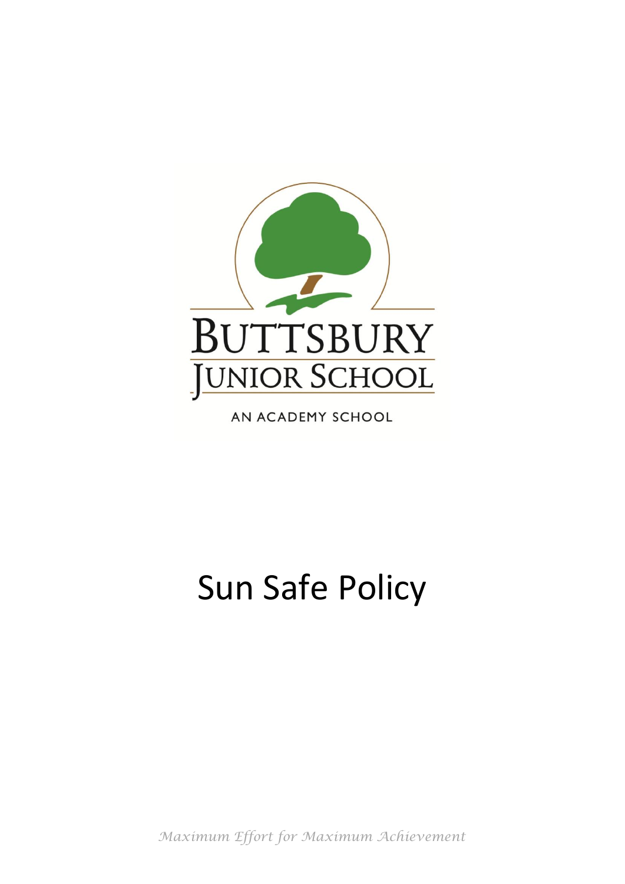BUTTSBURY JUNIOR SCHOOL

AN ACADEMY SCHOOL

# Sun Safe Policy

*Maximum Effort for Maximum Achievement*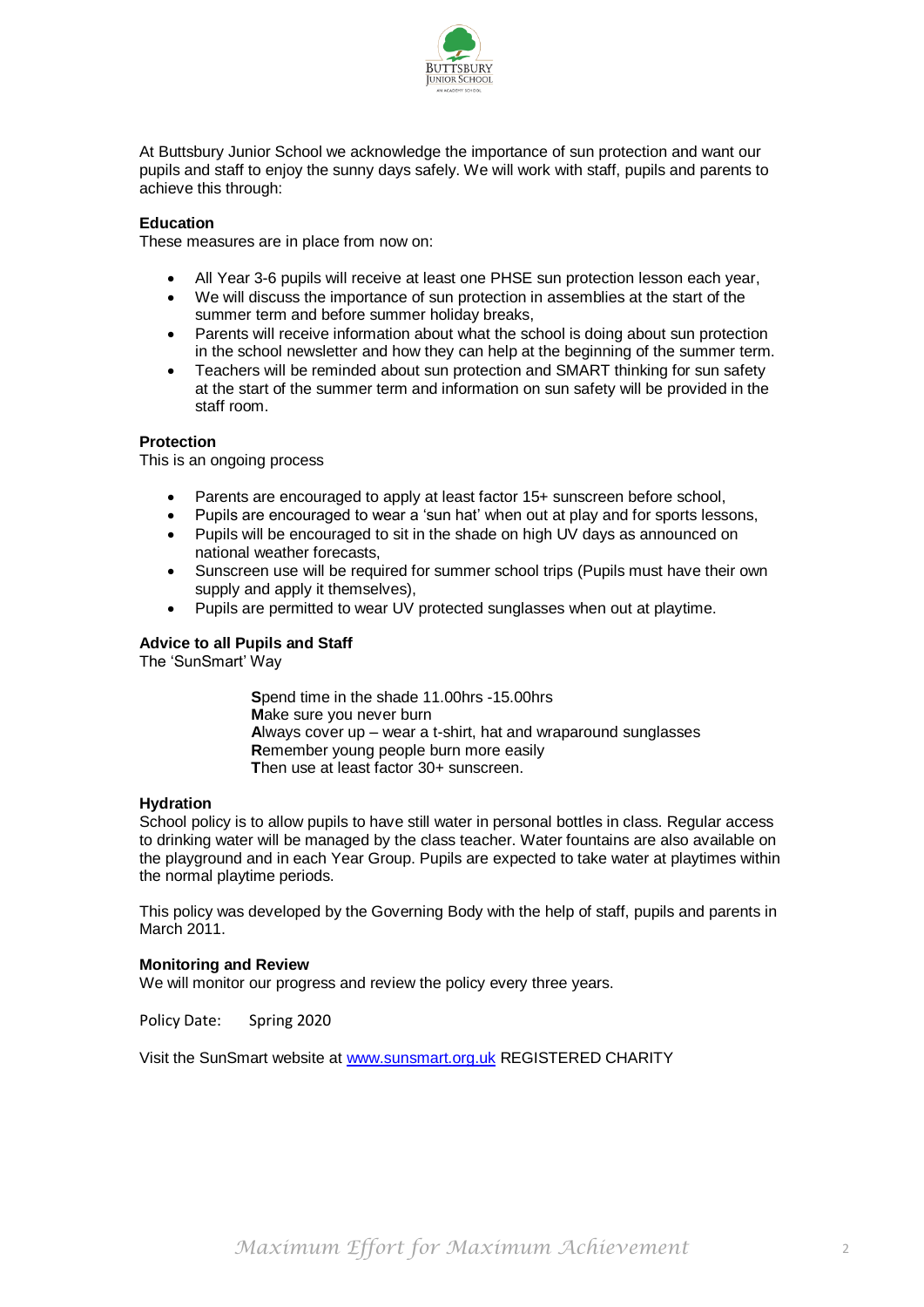At Buttsbury Junior School we acknowledge the importance of sun protection and want our pupils and staff to enjoy the sunny days safely. We will work with staff, pupils and parents to achieve this through:

**Education**

These measures are in place from now on:

- All Year 3-6 pupils will receive at least one PHSE sun protection lesson each year,
- We will discuss the importance of sun protection in assemblies at the start of the summer term and before summer holiday breaks,
- Parents will receive information about what the school is doing about sun protection in the school newsletter and how they can help at the beginning of the summer term.
- Teachers will be reminded about sun protection and SMART thinking for sun safety at the start of the summer term and information on sun safety will be provided in the staff room.

**Protection**

This is an ongoing process

- Parents are encouraged to apply at least factor 15+ sunscreen before school,
- Pupils are encouraged to wear a 'sun hat' when out at play and for sports lessons,
- Pupils will be encouraged to sit in the shade on high UV days as announced on national weather forecasts,
- Sunscreen use will be required for summer school trips (Pupils must have their own supply and apply it themselves),
- Pupils are permitted to wear UV protected sunglasses when out at playtime.

**Advice to all Pupils and Staff**

The 'SunSmart' Way

**S**pend time in the shade 11.00hrs -15.00hrs
**M**ake sure you never burn
**A**lways cover up – wear a t-shirt, hat and wraparound sunglasses
**R**emember young people burn more easily
**T**hen use at least factor 30+ sunscreen.

**Hydration**

School policy is to allow pupils to have still water in personal bottles in class. Regular access to drinking water will be managed by the class teacher. Water fountains are also available on the playground and in each Year Group. Pupils are expected to take water at playtimes within the normal playtime periods.

This policy was developed by the Governing Body with the help of staff, pupils and parents in March 2011.

**Monitoring and Review**

We will monitor our progress and review the policy every three years.

Policy Date: Spring 2020

Visit the SunSmart website at [www.sunsmart.org.uk](http://www.sunsmart.org.uk) REGISTERED CHARITY